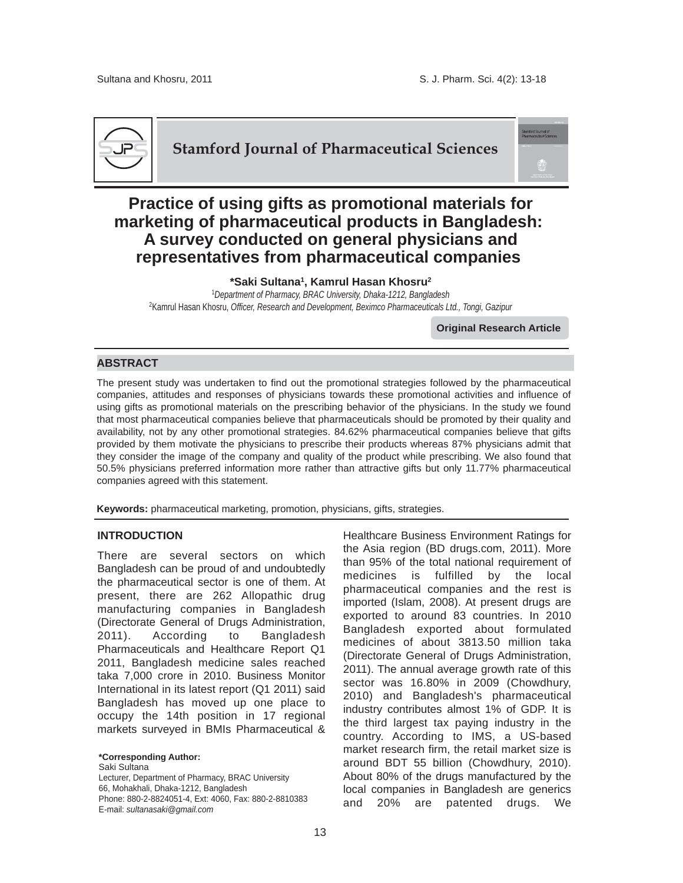Stamford Journal of Pharmaceutical Sciences

# Practice of using gifts as promotional materials for marketing of pharmaceutical products in Bangladesh: A survey conducted on general physicians and representatives from pharmaceutical companies

**\*Saki Sultana[1], Kamrul Hasan Khosru[2]**

[1]*Department of Pharmacy, BRAC University, Dhaka-1212, Bangladesh*
[2]Kamrul Hasan Khosru, *Officer, Research and Development, Beximco Pharmaceuticals Ltd., Tongi, Gazipur*

**Original Research Article**

## ABSTRACT

The present study was undertaken to find out the promotional strategies followed by the pharmaceutical companies, attitudes and responses of physicians towards these promotional activities and influence of using gifts as promotional materials on the prescribing behavior of the physicians. In the study we found that most pharmaceutical companies believe that pharmaceuticals should be promoted by their quality and availability, not by any other promotional strategies. 84.62% pharmaceutical companies believe that gifts provided by them motivate the physicians to prescribe their products whereas 87% physicians admit that they consider the image of the company and quality of the product while prescribing. We also found that 50.5% physicians preferred information more rather than attractive gifts but only 11.77% pharmaceutical companies agreed with this statement.

**Keywords:** pharmaceutical marketing, promotion, physicians, gifts, strategies.

## INTRODUCTION

There are several sectors on which Bangladesh can be proud of and undoubtedly the pharmaceutical sector is one of them. At present, there are 262 Allopathic drug manufacturing companies in Bangladesh (Directorate General of Drugs Administration, 2011). According to Bangladesh Pharmaceuticals and Healthcare Report Q1 2011, Bangladesh medicine sales reached taka 7,000 crore in 2010. Business Monitor International in its latest report (Q1 2011) said Bangladesh has moved up one place to occupy the 14th position in 17 regional markets surveyed in BMIs Pharmaceutical & Healthcare Business Environment Ratings for the Asia region (BD drugs.com, 2011). More than 95% of the total national requirement of medicines is fulfilled by the local pharmaceutical companies and the rest is imported (Islam, 2008). At present drugs are exported to around 83 countries. In 2010 Bangladesh exported about formulated medicines of about 3813.50 million taka (Directorate General of Drugs Administration, 2011). The annual average growth rate of this sector was 16.80% in 2009 (Chowdhury, 2010) and Bangladesh's pharmaceutical industry contributes almost 1% of GDP. It is the third largest tax paying industry in the country. According to IMS, a US-based market research firm, the retail market size is around BDT 55 billion (Chowdhury, 2010). About 80% of the drugs manufactured by the local companies in Bangladesh are generics and 20% are patented drugs. We

**\*Corresponding Author:**
Saki Sultana
Lecturer, Department of Pharmacy, BRAC University
66, Mohakhali, Dhaka-1212, Bangladesh
Phone: 880-2-8824051-4, Ext: 4060, Fax: 880-2-8810383
E-mail: *sultanasaki@gmail.com*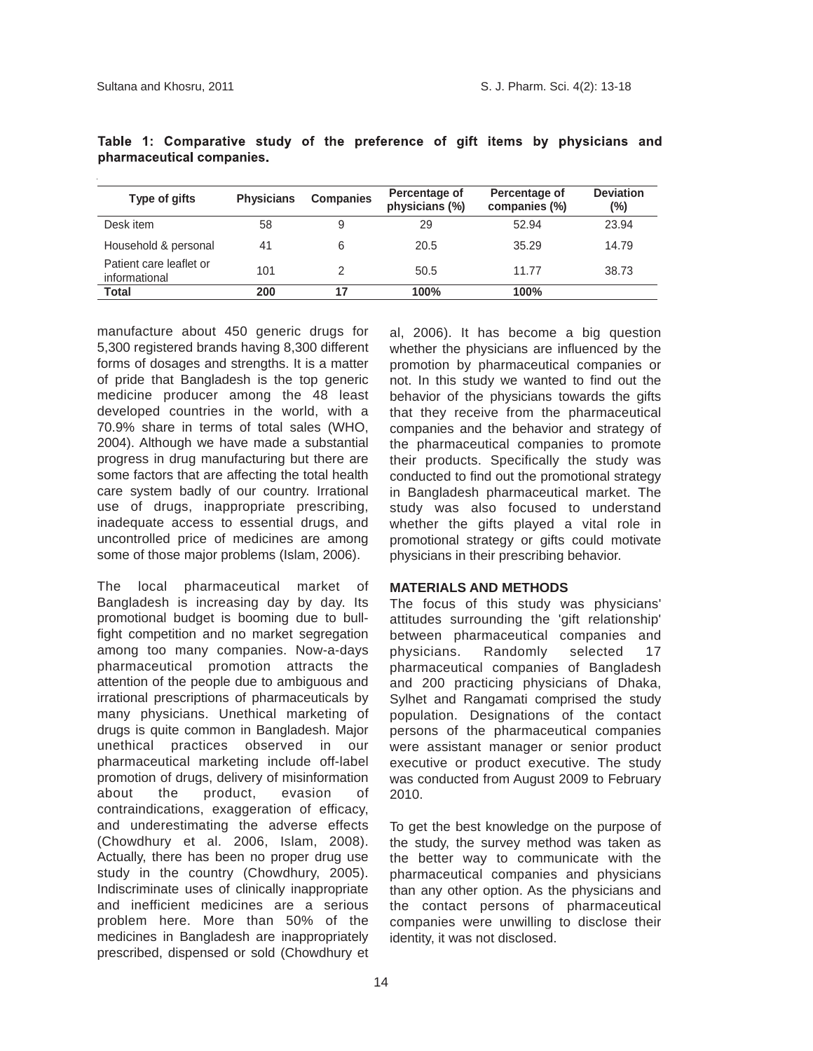**Table 1: Comparative study of the preference of gift items by physicians and pharmaceutical companies.**

| Type of gifts | Physicians | Companies | Percentage of physicians (%) | Percentage of companies (%) | Deviation (%) |
|---|---|---|---|---|---|
| Desk item | 58 | 9 | 29 | 52.94 | 23.94 |
| Household & personal | 41 | 6 | 20.5 | 35.29 | 14.79 |
| Patient care leaflet or informational | 101 | 2 | 50.5 | 11.77 | 38.73 |
| **Total** | **200** | **17** | **100%** | **100%** | |

manufacture about 450 generic drugs for 5,300 registered brands having 8,300 different forms of dosages and strengths. It is a matter of pride that Bangladesh is the top generic medicine producer among the 48 least developed countries in the world, with a 70.9% share in terms of total sales (WHO, 2004). Although we have made a substantial progress in drug manufacturing but there are some factors that are affecting the total health care system badly of our country. Irrational use of drugs, inappropriate prescribing, inadequate access to essential drugs, and uncontrolled price of medicines are among some of those major problems (Islam, 2006).

The local pharmaceutical market of Bangladesh is increasing day by day. Its promotional budget is booming due to bull-fight competition and no market segregation among too many companies. Now-a-days pharmaceutical promotion attracts the attention of the people due to ambiguous and irrational prescriptions of pharmaceuticals by many physicians. Unethical marketing of drugs is quite common in Bangladesh. Major unethical practices observed in our pharmaceutical marketing include off-label promotion of drugs, delivery of misinformation about the product, evasion of contraindications, exaggeration of efficacy, and underestimating the adverse effects (Chowdhury et al. 2006, Islam, 2008). Actually, there has been no proper drug use study in the country (Chowdhury, 2005). Indiscriminate uses of clinically inappropriate and inefficient medicines are a serious problem here. More than 50% of the medicines in Bangladesh are inappropriately prescribed, dispensed or sold (Chowdhury et al, 2006). It has become a big question whether the physicians are influenced by the promotion by pharmaceutical companies or not. In this study we wanted to find out the behavior of the physicians towards the gifts that they receive from the pharmaceutical companies and the behavior and strategy of the pharmaceutical companies to promote their products. Specifically the study was conducted to find out the promotional strategy in Bangladesh pharmaceutical market. The study was also focused to understand whether the gifts played a vital role in promotional strategy or gifts could motivate physicians in their prescribing behavior.

## MATERIALS AND METHODS

The focus of this study was physicians' attitudes surrounding the 'gift relationship' between pharmaceutical companies and physicians. Randomly selected 17 pharmaceutical companies of Bangladesh and 200 practicing physicians of Dhaka, Sylhet and Rangamati comprised the study population. Designations of the contact persons of the pharmaceutical companies were assistant manager or senior product executive or product executive. The study was conducted from August 2009 to February 2010.

To get the best knowledge on the purpose of the study, the survey method was taken as the better way to communicate with the pharmaceutical companies and physicians than any other option. As the physicians and the contact persons of pharmaceutical companies were unwilling to disclose their identity, it was not disclosed.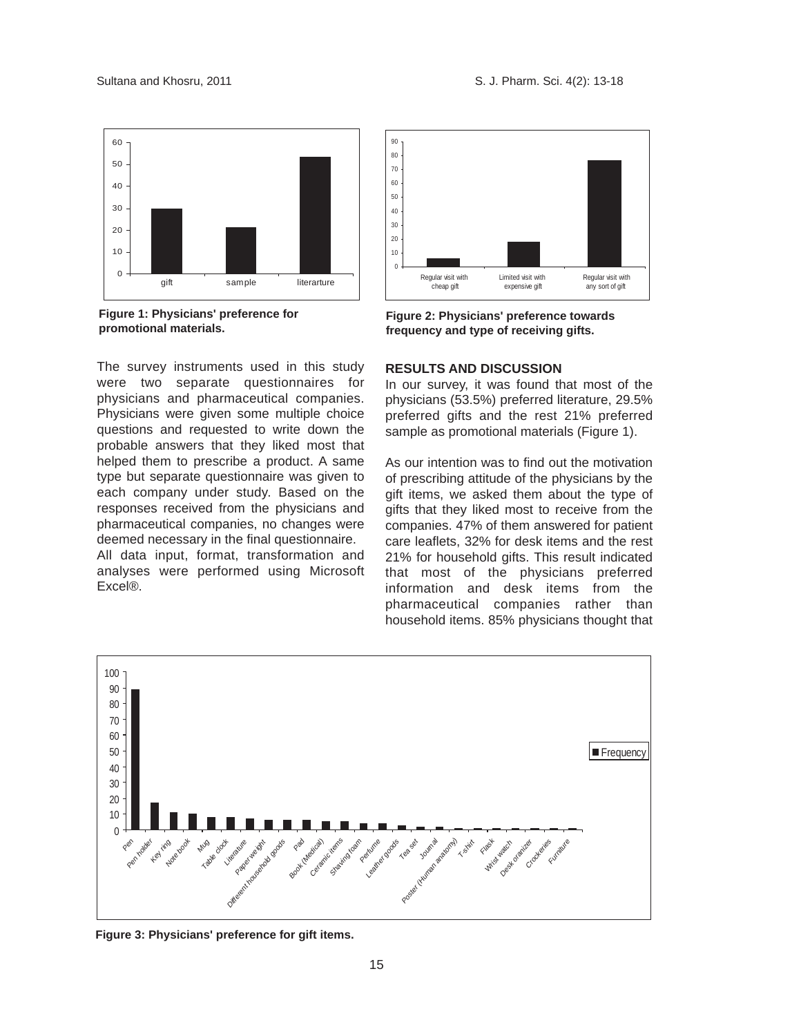Figure 1: Physicians' preference for promotional materials.

Figure 2: Physicians' preference towards frequency and type of receiving gifts.

The survey instruments used in this study were two separate questionnaires for physicians and pharmaceutical companies. Physicians were given some multiple choice questions and requested to write down the probable answers that they liked most that helped them to prescribe a product. A same type but separate questionnaire was given to each company under study. Based on the responses received from the physicians and pharmaceutical companies, no changes were deemed necessary in the final questionnaire.

All data input, format, transformation and analyses were performed using Microsoft Excel®.

## RESULTS AND DISCUSSION

In our survey, it was found that most of the physicians (53.5%) preferred literature, 29.5% preferred gifts and the rest 21% preferred sample as promotional materials (Figure 1).

As our intention was to find out the motivation of prescribing attitude of the physicians by the gift items, we asked them about the type of gifts that they liked most to receive from the companies. 47% of them answered for patient care leaflets, 32% for desk items and the rest 21% for household gifts. This result indicated that most of the physicians preferred information and desk items from the pharmaceutical companies rather than household items. 85% physicians thought that

Figure 3: Physicians' preference for gift items.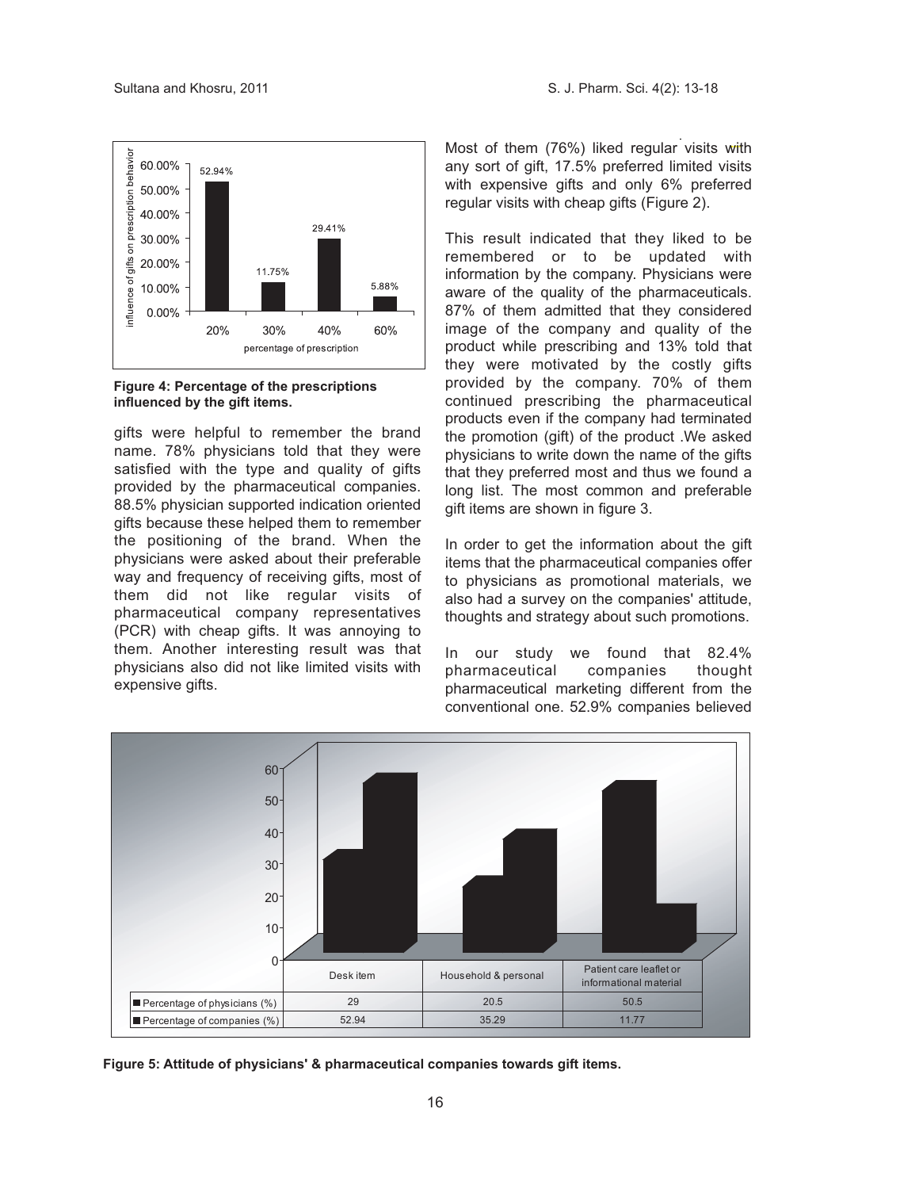Figure 4: Percentage of the prescriptions influenced by the gift items.

gifts were helpful to remember the brand name. 78% physicians told that they were satisfied with the type and quality of gifts provided by the pharmaceutical companies. 88.5% physician supported indication oriented gifts because these helped them to remember the positioning of the brand. When the physicians were asked about their preferable way and frequency of receiving gifts, most of them did not like regular visits of pharmaceutical company representatives (PCR) with cheap gifts. It was annoying to them. Another interesting result was that physicians also did not like limited visits with expensive gifts.

Most of them (76%) liked regular visits with any sort of gift, 17.5% preferred limited visits with expensive gifts and only 6% preferred regular visits with cheap gifts (Figure 2).

This result indicated that they liked to be remembered or to be updated with information by the company. Physicians were aware of the quality of the pharmaceuticals. 87% of them admitted that they considered image of the company and quality of the product while prescribing and 13% told that they were motivated by the costly gifts provided by the company. 70% of them continued prescribing the pharmaceutical products even if the company had terminated the promotion (gift) of the product .We asked physicians to write down the name of the gifts that they preferred most and thus we found a long list. The most common and preferable gift items are shown in figure 3.

In order to get the information about the gift items that the pharmaceutical companies offer to physicians as promotional materials, we also had a survey on the companies' attitude, thoughts and strategy about such promotions.

In our study we found that 82.4% pharmaceutical companies thought pharmaceutical marketing different from the conventional one. 52.9% companies believed

| | Desk item | Household & personal | Patient care leaflet or informational material |
|---|---|---|---|
| Percentage of physicians (%) | 29 | 20.5 | 50.5 |
| Percentage of companies (%) | 52.94 | 35.29 | 11.77 |

Figure 5: Attitude of physicians' & pharmaceutical companies towards gift items.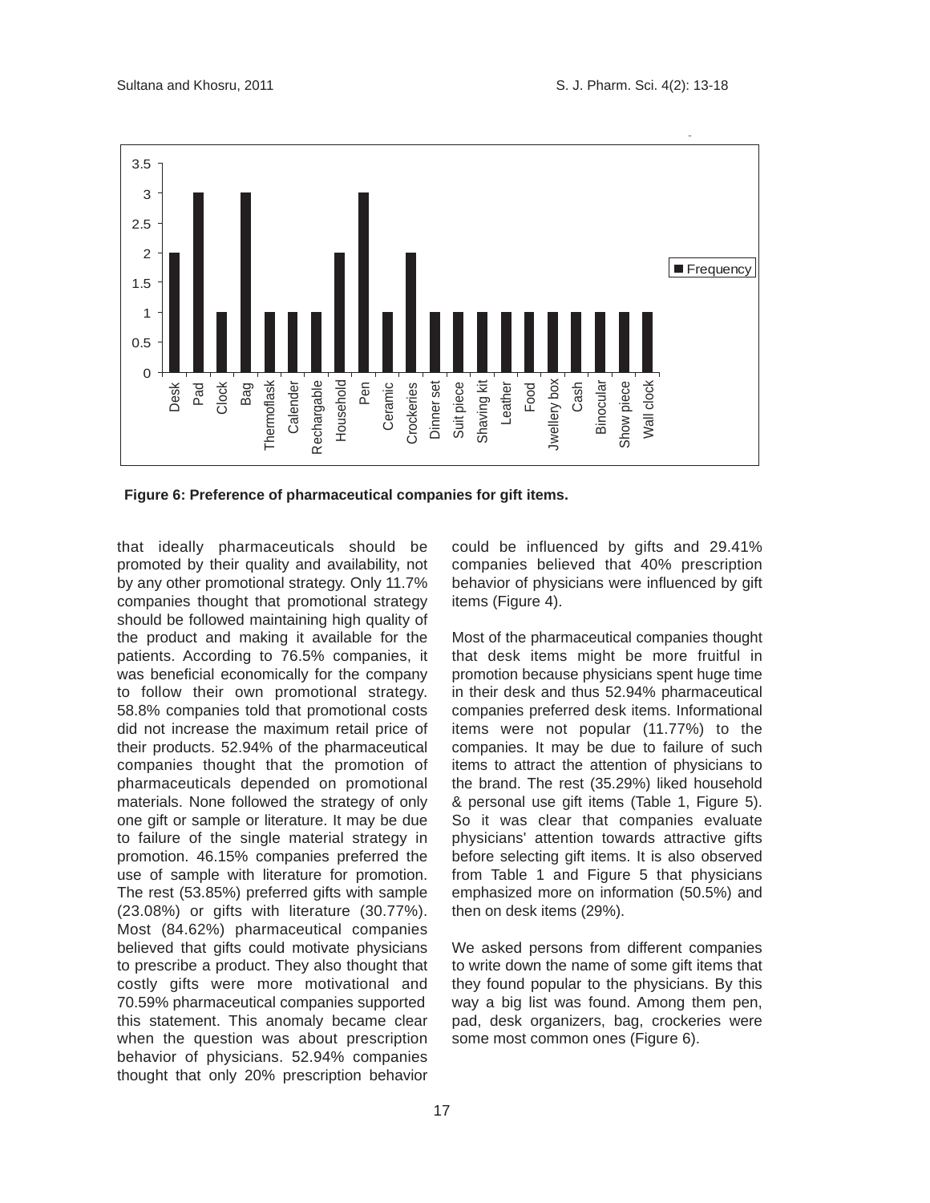Figure 6: Preference of pharmaceutical companies for gift items.

that ideally pharmaceuticals should be promoted by their quality and availability, not by any other promotional strategy. Only 11.7% companies thought that promotional strategy should be followed maintaining high quality of the product and making it available for the patients. According to 76.5% companies, it was beneficial economically for the company to follow their own promotional strategy. 58.8% companies told that promotional costs did not increase the maximum retail price of their products. 52.94% of the pharmaceutical companies thought that the promotion of pharmaceuticals depended on promotional materials. None followed the strategy of only one gift or sample or literature. It may be due to failure of the single material strategy in promotion. 46.15% companies preferred the use of sample with literature for promotion. The rest (53.85%) preferred gifts with sample (23.08%) or gifts with literature (30.77%). Most (84.62%) pharmaceutical companies believed that gifts could motivate physicians to prescribe a product. They also thought that costly gifts were more motivational and 70.59% pharmaceutical companies supported this statement. This anomaly became clear when the question was about prescription behavior of physicians. 52.94% companies thought that only 20% prescription behavior could be influenced by gifts and 29.41% companies believed that 40% prescription behavior of physicians were influenced by gift items (Figure 4).

Most of the pharmaceutical companies thought that desk items might be more fruitful in promotion because physicians spent huge time in their desk and thus 52.94% pharmaceutical companies preferred desk items. Informational items were not popular (11.77%) to the companies. It may be due to failure of such items to attract the attention of physicians to the brand. The rest (35.29%) liked household & personal use gift items (Table 1, Figure 5). So it was clear that companies evaluate physicians' attention towards attractive gifts before selecting gift items. It is also observed from Table 1 and Figure 5 that physicians emphasized more on information (50.5%) and then on desk items (29%).

We asked persons from different companies to write down the name of some gift items that they found popular to the physicians. By this way a big list was found. Among them pen, pad, desk organizers, bag, crockeries were some most common ones (Figure 6).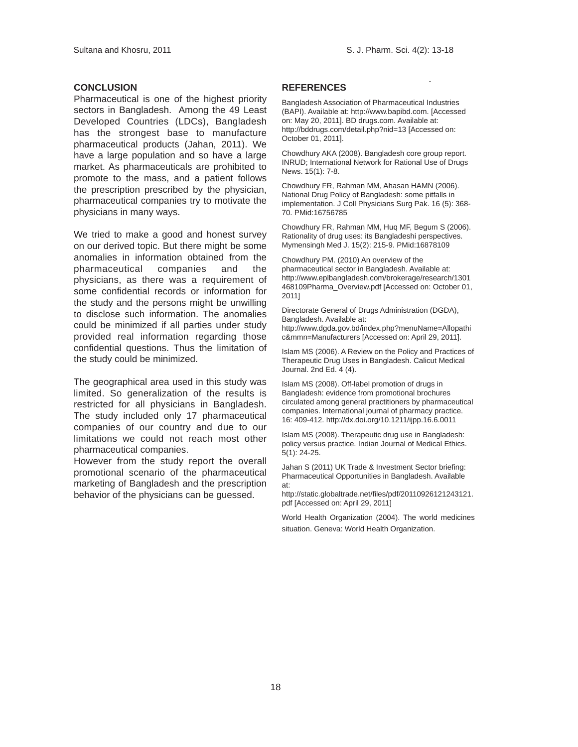## CONCLUSION

Pharmaceutical is one of the highest priority sectors in Bangladesh. Among the 49 Least Developed Countries (LDCs), Bangladesh has the strongest base to manufacture pharmaceutical products (Jahan, 2011). We have a large population and so have a large market. As pharmaceuticals are prohibited to promote to the mass, and a patient follows the prescription prescribed by the physician, pharmaceutical companies try to motivate the physicians in many ways.

We tried to make a good and honest survey on our derived topic. But there might be some anomalies in information obtained from the pharmaceutical companies and the physicians, as there was a requirement of some confidential records or information for the study and the persons might be unwilling to disclose such information. The anomalies could be minimized if all parties under study provided real information regarding those confidential questions. Thus the limitation of the study could be minimized.

The geographical area used in this study was limited. So generalization of the results is restricted for all physicians in Bangladesh. The study included only 17 pharmaceutical companies of our country and due to our limitations we could not reach most other pharmaceutical companies.

However from the study report the overall promotional scenario of the pharmaceutical marketing of Bangladesh and the prescription behavior of the physicians can be guessed.

## REFERENCES

Bangladesh Association of Pharmaceutical Industries (BAPI). Available at: http://www.bapibd.com. [Accessed on: May 20, 2011]. BD drugs.com. Available at: http://bddrugs.com/detail.php?nid=13 [Accessed on: October 01, 2011].

Chowdhury AKA (2008). Bangladesh core group report. INRUD; International Network for Rational Use of Drugs News. 15(1): 7-8.

Chowdhury FR, Rahman MM, Ahasan HAMN (2006). National Drug Policy of Bangladesh: some pitfalls in implementation. J Coll Physicians Surg Pak. 16 (5): 368-70. PMid:16756785

Chowdhury FR, Rahman MM, Huq MF, Begum S (2006). Rationality of drug uses: its Bangladeshi perspectives. Mymensingh Med J. 15(2): 215-9. PMid:16878109

Chowdhury PM. (2010) An overview of the pharmaceutical sector in Bangladesh. Available at: http://www.eplbangladesh.com/brokerage/research/1301468109Pharma_Overview.pdf [Accessed on: October 01, 2011]

Directorate General of Drugs Administration (DGDA), Bangladesh. Available at: http://www.dgda.gov.bd/index.php?menuName=Allopathic&mmn=Manufacturers [Accessed on: April 29, 2011].

Islam MS (2006). A Review on the Policy and Practices of Therapeutic Drug Uses in Bangladesh. Calicut Medical Journal. 2nd Ed. 4 (4).

Islam MS (2008). Off-label promotion of drugs in Bangladesh: evidence from promotional brochures circulated among general practitioners by pharmaceutical companies. International journal of pharmacy practice. 16: 409-412. http://dx.doi.org/10.1211/ijpp.16.6.0011

Islam MS (2008). Therapeutic drug use in Bangladesh: policy versus practice. Indian Journal of Medical Ethics. 5(1): 24-25.

Jahan S (2011) UK Trade & Investment Sector briefing: Pharmaceutical Opportunities in Bangladesh. Available at: http://static.globaltrade.net/files/pdf/20110926121243121.pdf [Accessed on: April 29, 2011]

World Health Organization (2004). The world medicines situation. Geneva: World Health Organization.